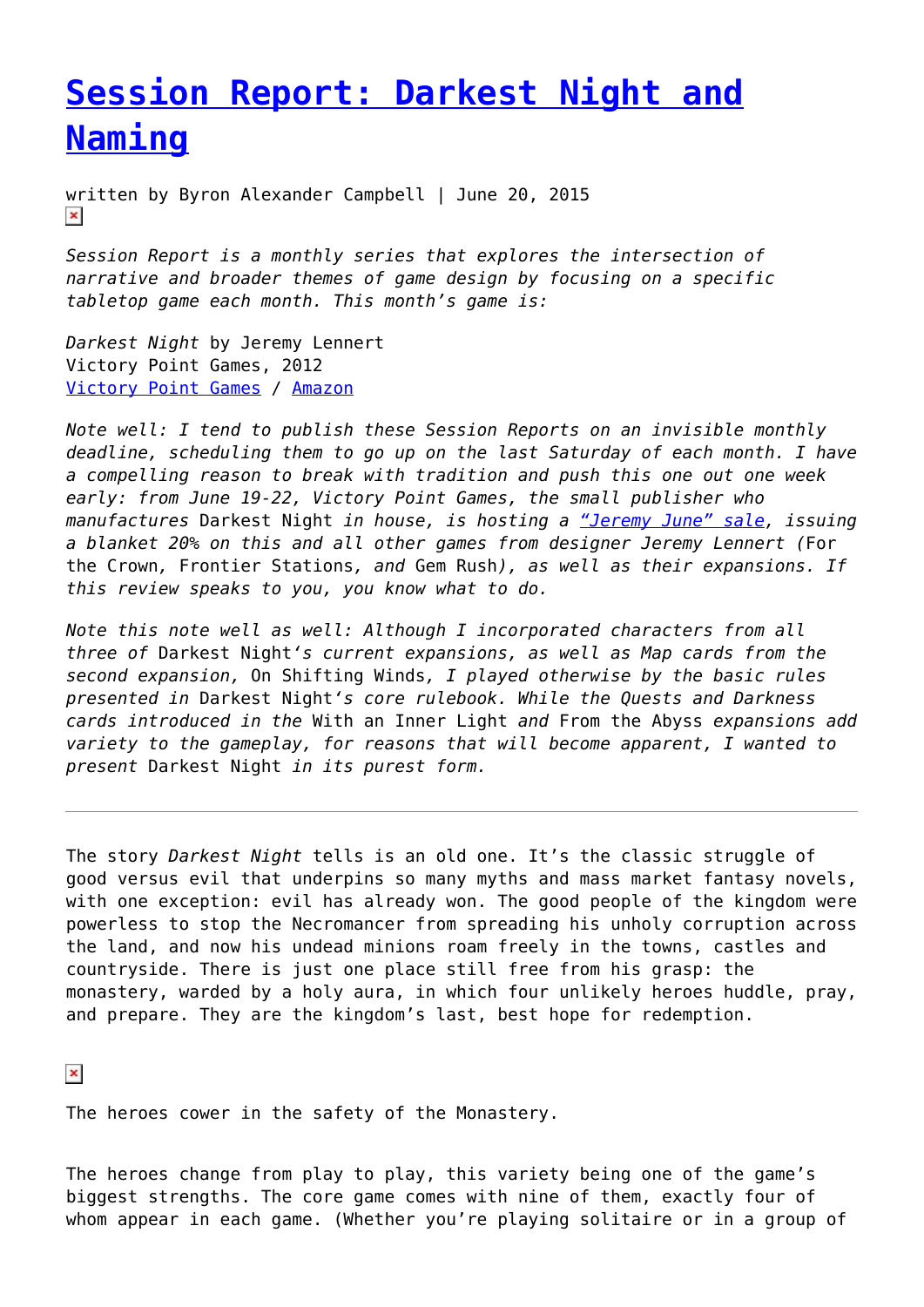# [Session Report: Darkest Night and Naming]

written by Byron Alexander Campbell | June 20, 2015

*Session Report is a monthly series that explores the intersection of narrative and broader themes of game design by focusing on a specific tabletop game each month. This month's game is:*

*Darkest Night* by Jeremy Lennert
Victory Point Games, 2012
Victory Point Games / Amazon

*Note well: I tend to publish these Session Reports on an invisible monthly deadline, scheduling them to go up on the last Saturday of each month. I have a compelling reason to break with tradition and push this one out one week early: from June 19-22, Victory Point Games, the small publisher who manufactures* Darkest Night *in house, is hosting a "Jeremy June" sale, issuing a blanket 20% on this and all other games from designer Jeremy Lennert (*For the Crown*,* Frontier Stations*, and* Gem Rush*), as well as their expansions. If this review speaks to you, you know what to do.*

*Note this note well as well: Although I incorporated characters from all three of* Darkest Night*'s current expansions, as well as Map cards from the second expansion,* On Shifting Winds*, I played otherwise by the basic rules presented in* Darkest Night*'s core rulebook. While the Quests and Darkness cards introduced in the* With an Inner Light *and* From the Abyss *expansions add variety to the gameplay, for reasons that will become apparent, I wanted to present* Darkest Night *in its purest form.*

---

The story *Darkest Night* tells is an old one. It's the classic struggle of good versus evil that underpins so many myths and mass market fantasy novels, with one exception: evil has already won. The good people of the kingdom were powerless to stop the Necromancer from spreading his unholy corruption across the land, and now his undead minions roam freely in the towns, castles and countryside. There is just one place still free from his grasp: the monastery, warded by a holy aura, in which four unlikely heroes huddle, pray, and prepare. They are the kingdom's last, best hope for redemption.

The heroes cower in the safety of the Monastery.

The heroes change from play to play, this variety being one of the game's biggest strengths. The core game comes with nine of them, exactly four of whom appear in each game. (Whether you're playing solitaire or in a group of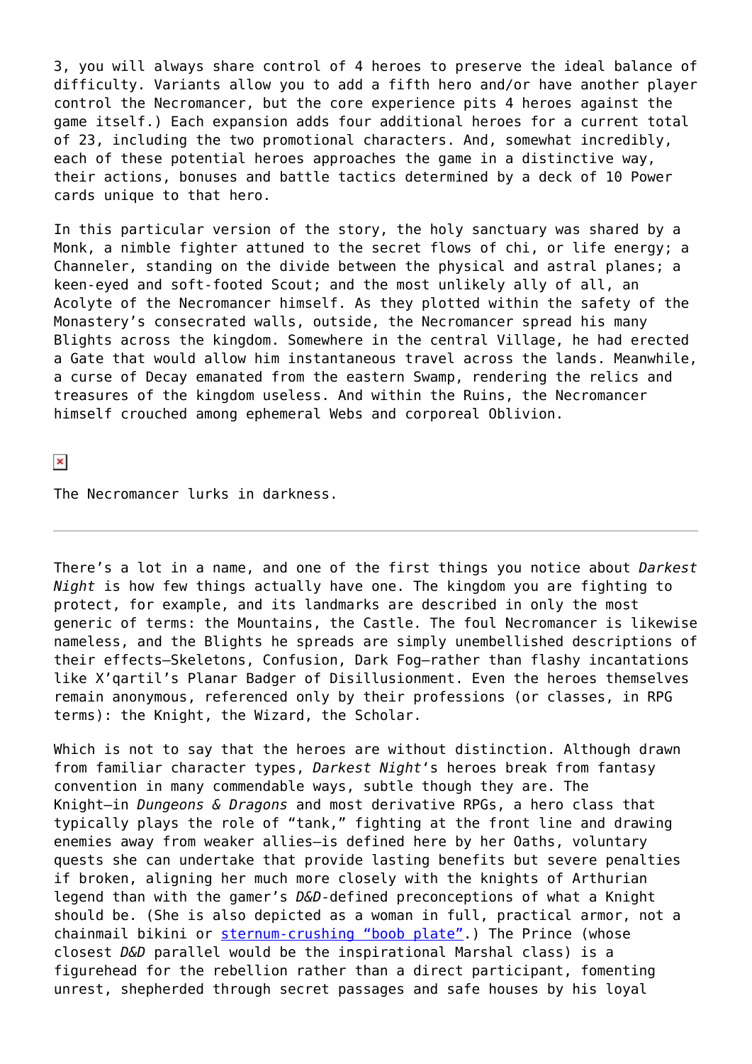3, you will always share control of 4 heroes to preserve the ideal balance of difficulty. Variants allow you to add a fifth hero and/or have another player control the Necromancer, but the core experience pits 4 heroes against the game itself.) Each expansion adds four additional heroes for a current total of 23, including the two promotional characters. And, somewhat incredibly, each of these potential heroes approaches the game in a distinctive way, their actions, bonuses and battle tactics determined by a deck of 10 Power cards unique to that hero.

In this particular version of the story, the holy sanctuary was shared by a Monk, a nimble fighter attuned to the secret flows of chi, or life energy; a Channeler, standing on the divide between the physical and astral planes; a keen-eyed and soft-footed Scout; and the most unlikely ally of all, an Acolyte of the Necromancer himself. As they plotted within the safety of the Monastery's consecrated walls, outside, the Necromancer spread his many Blights across the kingdom. Somewhere in the central Village, he had erected a Gate that would allow him instantaneous travel across the lands. Meanwhile, a curse of Decay emanated from the eastern Swamp, rendering the relics and treasures of the kingdom useless. And within the Ruins, the Necromancer himself crouched among ephemeral Webs and corporeal Oblivion.

The Necromancer lurks in darkness.

---

There's a lot in a name, and one of the first things you notice about *Darkest Night* is how few things actually have one. The kingdom you are fighting to protect, for example, and its landmarks are described in only the most generic of terms: the Mountains, the Castle. The foul Necromancer is likewise nameless, and the Blights he spreads are simply unembellished descriptions of their effects—Skeletons, Confusion, Dark Fog—rather than flashy incantations like X'qartil's Planar Badger of Disillusionment. Even the heroes themselves remain anonymous, referenced only by their professions (or classes, in RPG terms): the Knight, the Wizard, the Scholar.

Which is not to say that the heroes are without distinction. Although drawn from familiar character types, *Darkest Night*'s heroes break from fantasy convention in many commendable ways, subtle though they are. The Knight—in *Dungeons & Dragons* and most derivative RPGs, a hero class that typically plays the role of "tank," fighting at the front line and drawing enemies away from weaker allies—is defined here by her Oaths, voluntary quests she can undertake that provide lasting benefits but severe penalties if broken, aligning her much more closely with the knights of Arthurian legend than with the gamer's *D&D*-defined preconceptions of what a Knight should be. (She is also depicted as a woman in full, practical armor, not a chainmail bikini or [sternum-crushing "boob plate"](#).) The Prince (whose closest *D&D* parallel would be the inspirational Marshal class) is a figurehead for the rebellion rather than a direct participant, fomenting unrest, shepherded through secret passages and safe houses by his loyal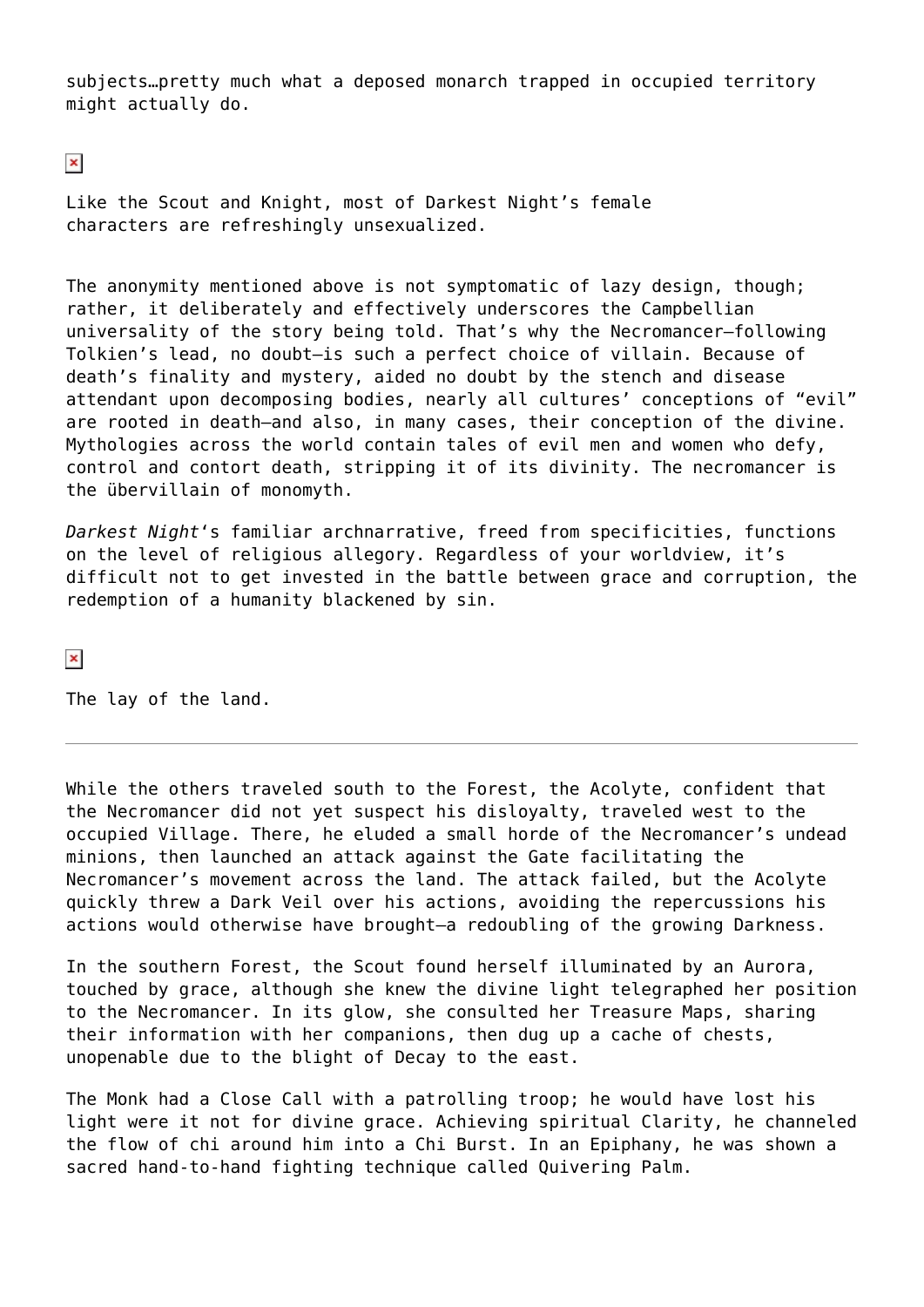subjects…pretty much what a deposed monarch trapped in occupied territory might actually do.

Like the Scout and Knight, most of Darkest Night's female characters are refreshingly unsexualized.

The anonymity mentioned above is not symptomatic of lazy design, though; rather, it deliberately and effectively underscores the Campbellian universality of the story being told. That's why the Necromancer—following Tolkien's lead, no doubt—is such a perfect choice of villain. Because of death's finality and mystery, aided no doubt by the stench and disease attendant upon decomposing bodies, nearly all cultures' conceptions of "evil" are rooted in death—and also, in many cases, their conception of the divine. Mythologies across the world contain tales of evil men and women who defy, control and contort death, stripping it of its divinity. The necromancer is the übervillain of monomyth.

*Darkest Night*'s familiar archnarrative, freed from specificities, functions on the level of religious allegory. Regardless of your worldview, it's difficult not to get invested in the battle between grace and corruption, the redemption of a humanity blackened by sin.

The lay of the land.

---

While the others traveled south to the Forest, the Acolyte, confident that the Necromancer did not yet suspect his disloyalty, traveled west to the occupied Village. There, he eluded a small horde of the Necromancer's undead minions, then launched an attack against the Gate facilitating the Necromancer's movement across the land. The attack failed, but the Acolyte quickly threw a Dark Veil over his actions, avoiding the repercussions his actions would otherwise have brought—a redoubling of the growing Darkness.

In the southern Forest, the Scout found herself illuminated by an Aurora, touched by grace, although she knew the divine light telegraphed her position to the Necromancer. In its glow, she consulted her Treasure Maps, sharing their information with her companions, then dug up a cache of chests, unopenable due to the blight of Decay to the east.

The Monk had a Close Call with a patrolling troop; he would have lost his light were it not for divine grace. Achieving spiritual Clarity, he channeled the flow of chi around him into a Chi Burst. In an Epiphany, he was shown a sacred hand-to-hand fighting technique called Quivering Palm.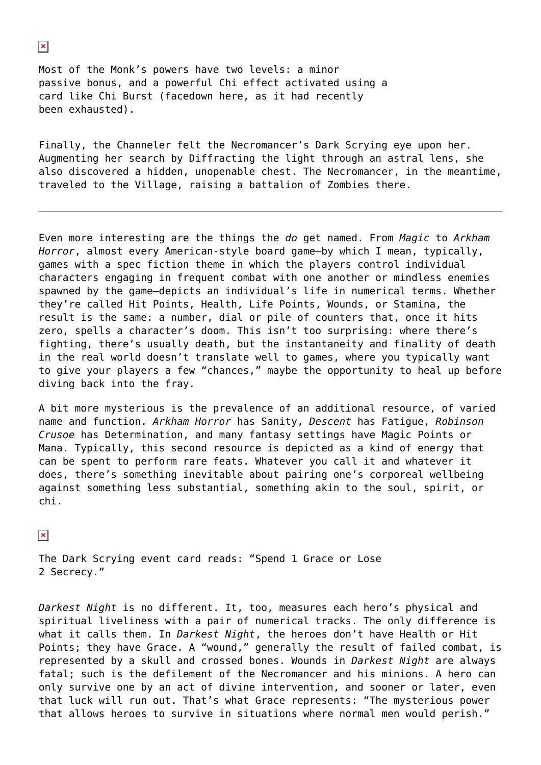Most of the Monk's powers have two levels: a minor passive bonus, and a powerful Chi effect activated using a card like Chi Burst (facedown here, as it had recently been exhausted).

Finally, the Channeler felt the Necromancer's Dark Scrying eye upon her. Augmenting her search by Diffracting the light through an astral lens, she also discovered a hidden, unopenable chest. The Necromancer, in the meantime, traveled to the Village, raising a battalion of Zombies there.

---

Even more interesting are the things the *do* get named. From *Magic* to *Arkham Horror*, almost every American-style board game—by which I mean, typically, games with a spec fiction theme in which the players control individual characters engaging in frequent combat with one another or mindless enemies spawned by the game—depicts an individual's life in numerical terms. Whether they're called Hit Points, Health, Life Points, Wounds, or Stamina, the result is the same: a number, dial or pile of counters that, once it hits zero, spells a character's doom. This isn't too surprising: where there's fighting, there's usually death, but the instantaneity and finality of death in the real world doesn't translate well to games, where you typically want to give your players a few "chances," maybe the opportunity to heal up before diving back into the fray.

A bit more mysterious is the prevalence of an additional resource, of varied name and function. *Arkham Horror* has Sanity, *Descent* has Fatigue, *Robinson Crusoe* has Determination, and many fantasy settings have Magic Points or Mana. Typically, this second resource is depicted as a kind of energy that can be spent to perform rare feats. Whatever you call it and whatever it does, there's something inevitable about pairing one's corporeal wellbeing against something less substantial, something akin to the soul, spirit, or chi.

The Dark Scrying event card reads: "Spend 1 Grace or Lose 2 Secrecy."

*Darkest Night* is no different. It, too, measures each hero's physical and spiritual liveliness with a pair of numerical tracks. The only difference is what it calls them. In *Darkest Night*, the heroes don't have Health or Hit Points; they have Grace. A "wound," generally the result of failed combat, is represented by a skull and crossed bones. Wounds in *Darkest Night* are always fatal; such is the defilement of the Necromancer and his minions. A hero can only survive one by an act of divine intervention, and sooner or later, even that luck will run out. That's what Grace represents: "The mysterious power that allows heroes to survive in situations where normal men would perish."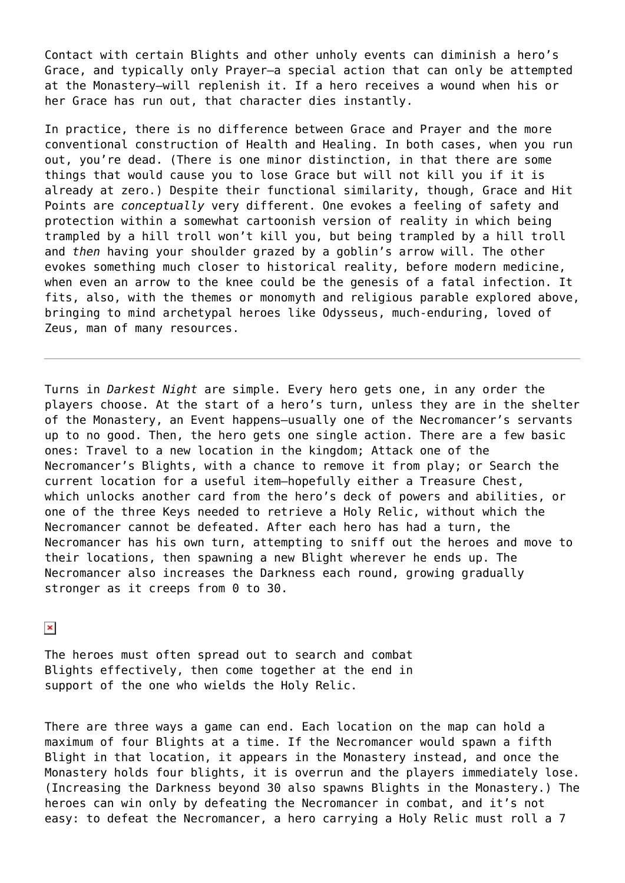Contact with certain Blights and other unholy events can diminish a hero's Grace, and typically only Prayer—a special action that can only be attempted at the Monastery—will replenish it. If a hero receives a wound when his or her Grace has run out, that character dies instantly.

In practice, there is no difference between Grace and Prayer and the more conventional construction of Health and Healing. In both cases, when you run out, you're dead. (There is one minor distinction, in that there are some things that would cause you to lose Grace but will not kill you if it is already at zero.) Despite their functional similarity, though, Grace and Hit Points are *conceptually* very different. One evokes a feeling of safety and protection within a somewhat cartoonish version of reality in which being trampled by a hill troll won't kill you, but being trampled by a hill troll and *then* having your shoulder grazed by a goblin's arrow will. The other evokes something much closer to historical reality, before modern medicine, when even an arrow to the knee could be the genesis of a fatal infection. It fits, also, with the themes or monomyth and religious parable explored above, bringing to mind archetypal heroes like Odysseus, much-enduring, loved of Zeus, man of many resources.

---

Turns in *Darkest Night* are simple. Every hero gets one, in any order the players choose. At the start of a hero's turn, unless they are in the shelter of the Monastery, an Event happens—usually one of the Necromancer's servants up to no good. Then, the hero gets one single action. There are a few basic ones: Travel to a new location in the kingdom; Attack one of the Necromancer's Blights, with a chance to remove it from play; or Search the current location for a useful item—hopefully either a Treasure Chest, which unlocks another card from the hero's deck of powers and abilities, or one of the three Keys needed to retrieve a Holy Relic, without which the Necromancer cannot be defeated. After each hero has had a turn, the Necromancer has his own turn, attempting to sniff out the heroes and move to their locations, then spawning a new Blight wherever he ends up. The Necromancer also increases the Darkness each round, growing gradually stronger as it creeps from 0 to 30.

The heroes must often spread out to search and combat Blights effectively, then come together at the end in support of the one who wields the Holy Relic.

There are three ways a game can end. Each location on the map can hold a maximum of four Blights at a time. If the Necromancer would spawn a fifth Blight in that location, it appears in the Monastery instead, and once the Monastery holds four blights, it is overrun and the players immediately lose. (Increasing the Darkness beyond 30 also spawns Blights in the Monastery.) The heroes can win only by defeating the Necromancer in combat, and it's not easy: to defeat the Necromancer, a hero carrying a Holy Relic must roll a 7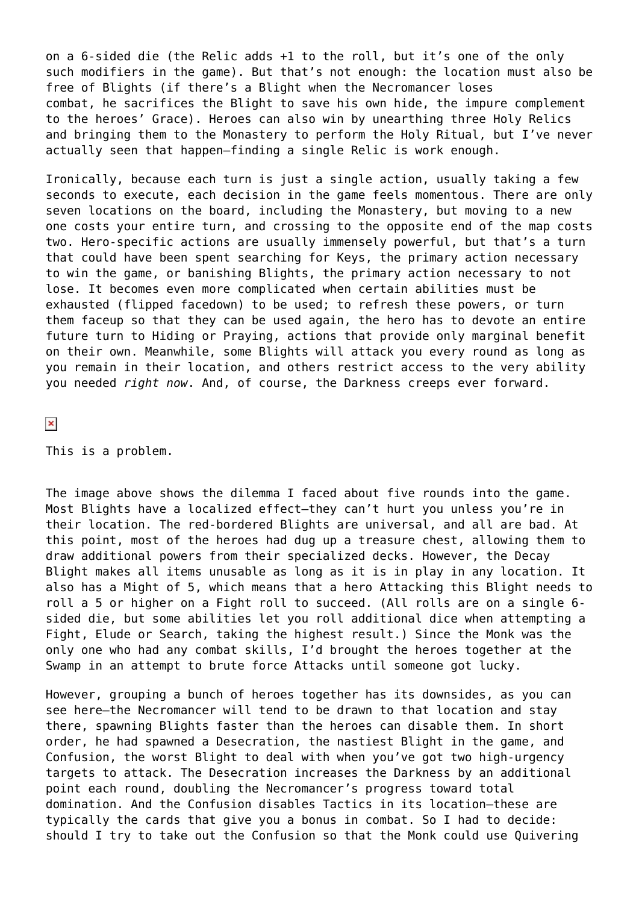on a 6-sided die (the Relic adds +1 to the roll, but it's one of the only such modifiers in the game). But that's not enough: the location must also be free of Blights (if there's a Blight when the Necromancer loses combat, he sacrifices the Blight to save his own hide, the impure complement to the heroes' Grace). Heroes can also win by unearthing three Holy Relics and bringing them to the Monastery to perform the Holy Ritual, but I've never actually seen that happen—finding a single Relic is work enough.

Ironically, because each turn is just a single action, usually taking a few seconds to execute, each decision in the game feels momentous. There are only seven locations on the board, including the Monastery, but moving to a new one costs your entire turn, and crossing to the opposite end of the map costs two. Hero-specific actions are usually immensely powerful, but that's a turn that could have been spent searching for Keys, the primary action necessary to win the game, or banishing Blights, the primary action necessary to not lose. It becomes even more complicated when certain abilities must be exhausted (flipped facedown) to be used; to refresh these powers, or turn them faceup so that they can be used again, the hero has to devote an entire future turn to Hiding or Praying, actions that provide only marginal benefit on their own. Meanwhile, some Blights will attack you every round as long as you remain in their location, and others restrict access to the very ability you needed *right now*. And, of course, the Darkness creeps ever forward.

This is a problem.

The image above shows the dilemma I faced about five rounds into the game. Most Blights have a localized effect—they can't hurt you unless you're in their location. The red-bordered Blights are universal, and all are bad. At this point, most of the heroes had dug up a treasure chest, allowing them to draw additional powers from their specialized decks. However, the Decay Blight makes all items unusable as long as it is in play in any location. It also has a Might of 5, which means that a hero Attacking this Blight needs to roll a 5 or higher on a Fight roll to succeed. (All rolls are on a single 6-sided die, but some abilities let you roll additional dice when attempting a Fight, Elude or Search, taking the highest result.) Since the Monk was the only one who had any combat skills, I'd brought the heroes together at the Swamp in an attempt to brute force Attacks until someone got lucky.

However, grouping a bunch of heroes together has its downsides, as you can see here—the Necromancer will tend to be drawn to that location and stay there, spawning Blights faster than the heroes can disable them. In short order, he had spawned a Desecration, the nastiest Blight in the game, and Confusion, the worst Blight to deal with when you've got two high-urgency targets to attack. The Desecration increases the Darkness by an additional point each round, doubling the Necromancer's progress toward total domination. And the Confusion disables Tactics in its location—these are typically the cards that give you a bonus in combat. So I had to decide: should I try to take out the Confusion so that the Monk could use Quivering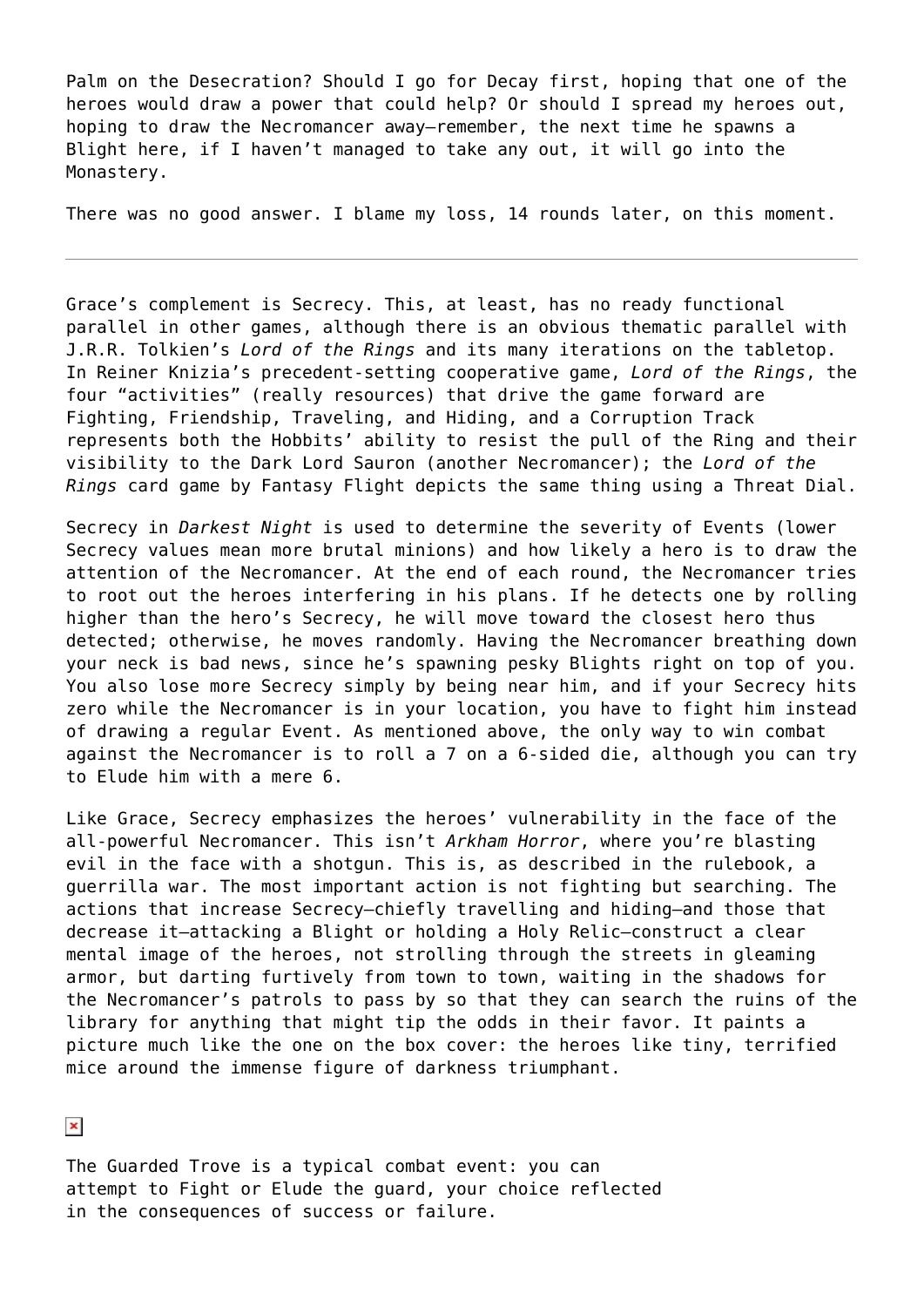Palm on the Desecration? Should I go for Decay first, hoping that one of the heroes would draw a power that could help? Or should I spread my heroes out, hoping to draw the Necromancer away—remember, the next time he spawns a Blight here, if I haven't managed to take any out, it will go into the Monastery.

There was no good answer. I blame my loss, 14 rounds later, on this moment.

---

Grace's complement is Secrecy. This, at least, has no ready functional parallel in other games, although there is an obvious thematic parallel with J.R.R. Tolkien's *Lord of the Rings* and its many iterations on the tabletop. In Reiner Knizia's precedent-setting cooperative game, *Lord of the Rings*, the four "activities" (really resources) that drive the game forward are Fighting, Friendship, Traveling, and Hiding, and a Corruption Track represents both the Hobbits' ability to resist the pull of the Ring and their visibility to the Dark Lord Sauron (another Necromancer); the *Lord of the Rings* card game by Fantasy Flight depicts the same thing using a Threat Dial.

Secrecy in *Darkest Night* is used to determine the severity of Events (lower Secrecy values mean more brutal minions) and how likely a hero is to draw the attention of the Necromancer. At the end of each round, the Necromancer tries to root out the heroes interfering in his plans. If he detects one by rolling higher than the hero's Secrecy, he will move toward the closest hero thus detected; otherwise, he moves randomly. Having the Necromancer breathing down your neck is bad news, since he's spawning pesky Blights right on top of you. You also lose more Secrecy simply by being near him, and if your Secrecy hits zero while the Necromancer is in your location, you have to fight him instead of drawing a regular Event. As mentioned above, the only way to win combat against the Necromancer is to roll a 7 on a 6-sided die, although you can try to Elude him with a mere 6.

Like Grace, Secrecy emphasizes the heroes' vulnerability in the face of the all-powerful Necromancer. This isn't *Arkham Horror*, where you're blasting evil in the face with a shotgun. This is, as described in the rulebook, a guerrilla war. The most important action is not fighting but searching. The actions that increase Secrecy—chiefly travelling and hiding—and those that decrease it—attacking a Blight or holding a Holy Relic—construct a clear mental image of the heroes, not strolling through the streets in gleaming armor, but darting furtively from town to town, waiting in the shadows for the Necromancer's patrols to pass by so that they can search the ruins of the library for anything that might tip the odds in their favor. It paints a picture much like the one on the box cover: the heroes like tiny, terrified mice around the immense figure of darkness triumphant.

The Guarded Trove is a typical combat event: you can attempt to Fight or Elude the guard, your choice reflected in the consequences of success or failure.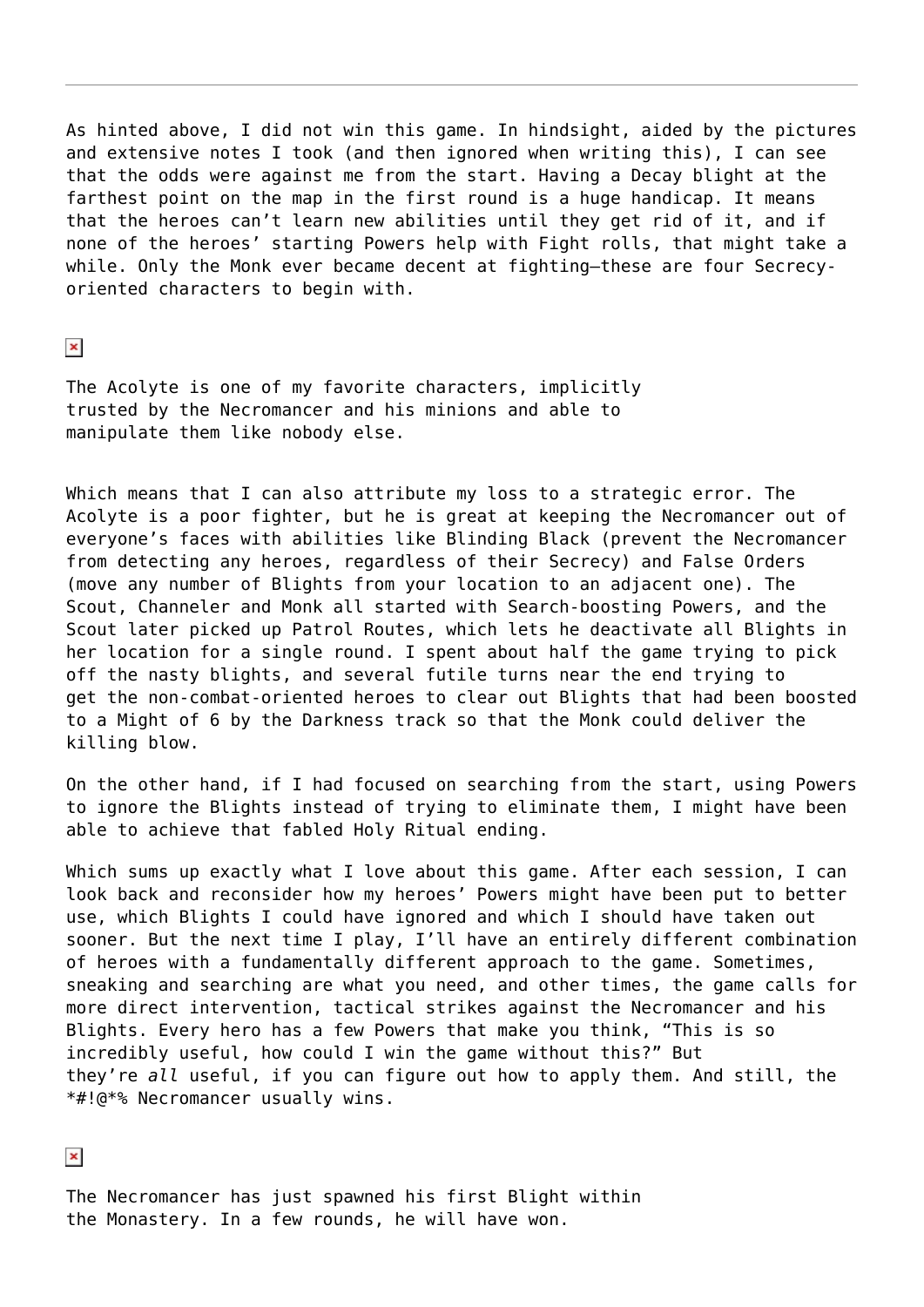As hinted above, I did not win this game. In hindsight, aided by the pictures and extensive notes I took (and then ignored when writing this), I can see that the odds were against me from the start. Having a Decay blight at the farthest point on the map in the first round is a huge handicap. It means that the heroes can't learn new abilities until they get rid of it, and if none of the heroes' starting Powers help with Fight rolls, that might take a while. Only the Monk ever became decent at fighting—these are four Secrecy-oriented characters to begin with.

The Acolyte is one of my favorite characters, implicitly trusted by the Necromancer and his minions and able to manipulate them like nobody else.

Which means that I can also attribute my loss to a strategic error. The Acolyte is a poor fighter, but he is great at keeping the Necromancer out of everyone's faces with abilities like Blinding Black (prevent the Necromancer from detecting any heroes, regardless of their Secrecy) and False Orders (move any number of Blights from your location to an adjacent one). The Scout, Channeler and Monk all started with Search-boosting Powers, and the Scout later picked up Patrol Routes, which lets he deactivate all Blights in her location for a single round. I spent about half the game trying to pick off the nasty blights, and several futile turns near the end trying to get the non-combat-oriented heroes to clear out Blights that had been boosted to a Might of 6 by the Darkness track so that the Monk could deliver the killing blow.

On the other hand, if I had focused on searching from the start, using Powers to ignore the Blights instead of trying to eliminate them, I might have been able to achieve that fabled Holy Ritual ending.

Which sums up exactly what I love about this game. After each session, I can look back and reconsider how my heroes' Powers might have been put to better use, which Blights I could have ignored and which I should have taken out sooner. But the next time I play, I'll have an entirely different combination of heroes with a fundamentally different approach to the game. Sometimes, sneaking and searching are what you need, and other times, the game calls for more direct intervention, tactical strikes against the Necromancer and his Blights. Every hero has a few Powers that make you think, "This is so incredibly useful, how could I win the game without this?" But they're *all* useful, if you can figure out how to apply them. And still, the *#!@*% Necromancer usually wins.

The Necromancer has just spawned his first Blight within the Monastery. In a few rounds, he will have won.